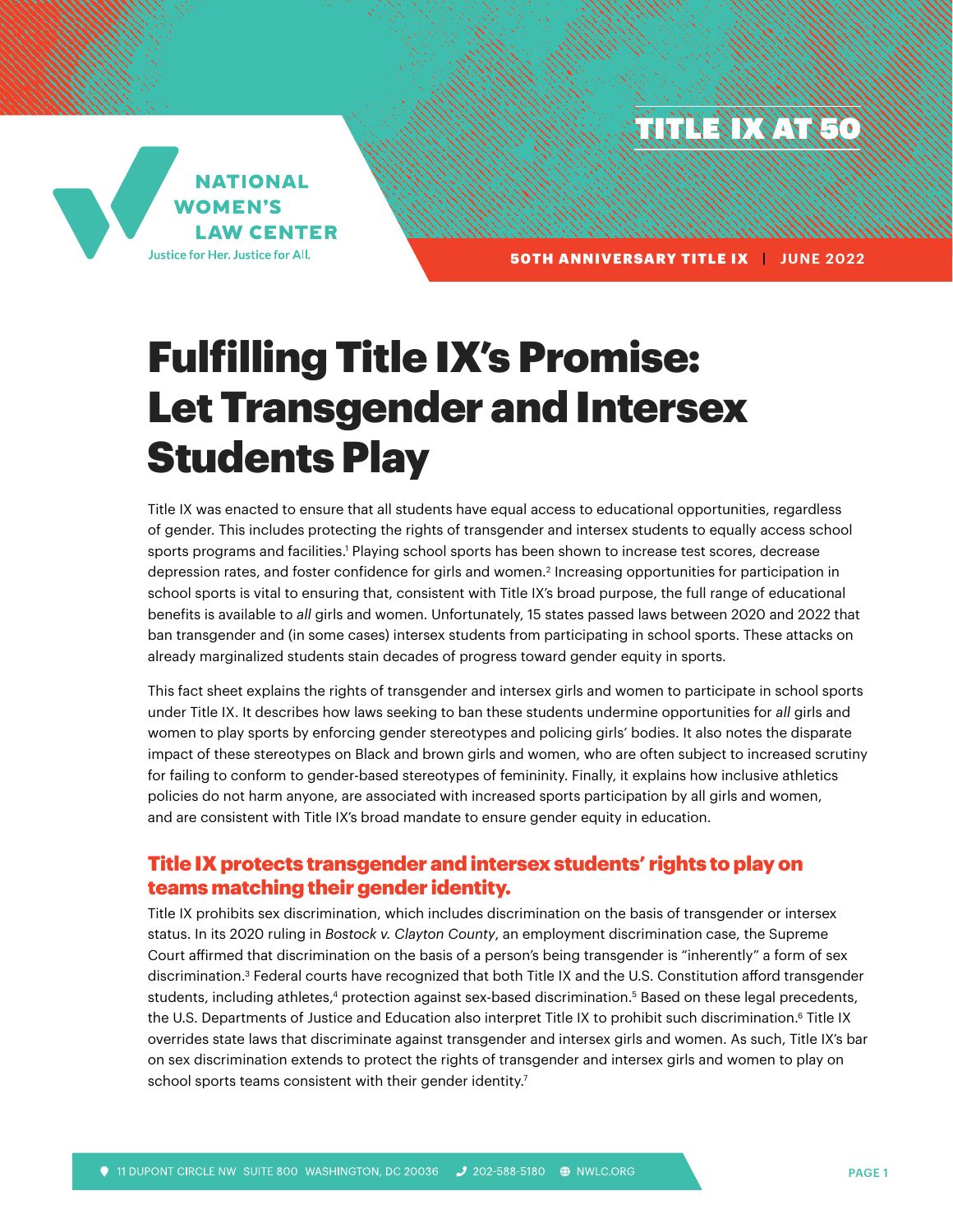NATIONAL WOMEN'S LAW CENTER

Justice for Her. Justice for All.

TITLE IX AT 50

50TH ANNIVERSARY TITLE IX | JUNE 2022

# Fulfilling Title IX's Promise: Let Transgender and Intersex Students Play

Title IX was enacted to ensure that all students have equal access to educational opportunities, regardless of gender. This includes protecting the rights of transgender and intersex students to equally access school sports programs and facilities.[1] Playing school sports has been shown to increase test scores, decrease depression rates, and foster confidence for girls and women.[2] Increasing opportunities for participation in school sports is vital to ensuring that, consistent with Title IX's broad purpose, the full range of educational benefits is available to *all* girls and women. Unfortunately, 15 states passed laws between 2020 and 2022 that ban transgender and (in some cases) intersex students from participating in school sports. These attacks on already marginalized students stain decades of progress toward gender equity in sports.

This fact sheet explains the rights of transgender and intersex girls and women to participate in school sports under Title IX. It describes how laws seeking to ban these students undermine opportunities for *all* girls and women to play sports by enforcing gender stereotypes and policing girls' bodies. It also notes the disparate impact of these stereotypes on Black and brown girls and women, who are often subject to increased scrutiny for failing to conform to gender-based stereotypes of femininity. Finally, it explains how inclusive athletics policies do not harm anyone, are associated with increased sports participation by all girls and women, and are consistent with Title IX's broad mandate to ensure gender equity in education.

## Title IX protects transgender and intersex students' rights to play on teams matching their gender identity.

Title IX prohibits sex discrimination, which includes discrimination on the basis of transgender or intersex status. In its 2020 ruling in *Bostock v. Clayton County*, an employment discrimination case, the Supreme Court affirmed that discrimination on the basis of a person's being transgender is "inherently" a form of sex discrimination.[3] Federal courts have recognized that both Title IX and the U.S. Constitution afford transgender students, including athletes,[4] protection against sex-based discrimination.[5] Based on these legal precedents, the U.S. Departments of Justice and Education also interpret Title IX to prohibit such discrimination.[6] Title IX overrides state laws that discriminate against transgender and intersex girls and women. As such, Title IX's bar on sex discrimination extends to protect the rights of transgender and intersex girls and women to play on school sports teams consistent with their gender identity.[7]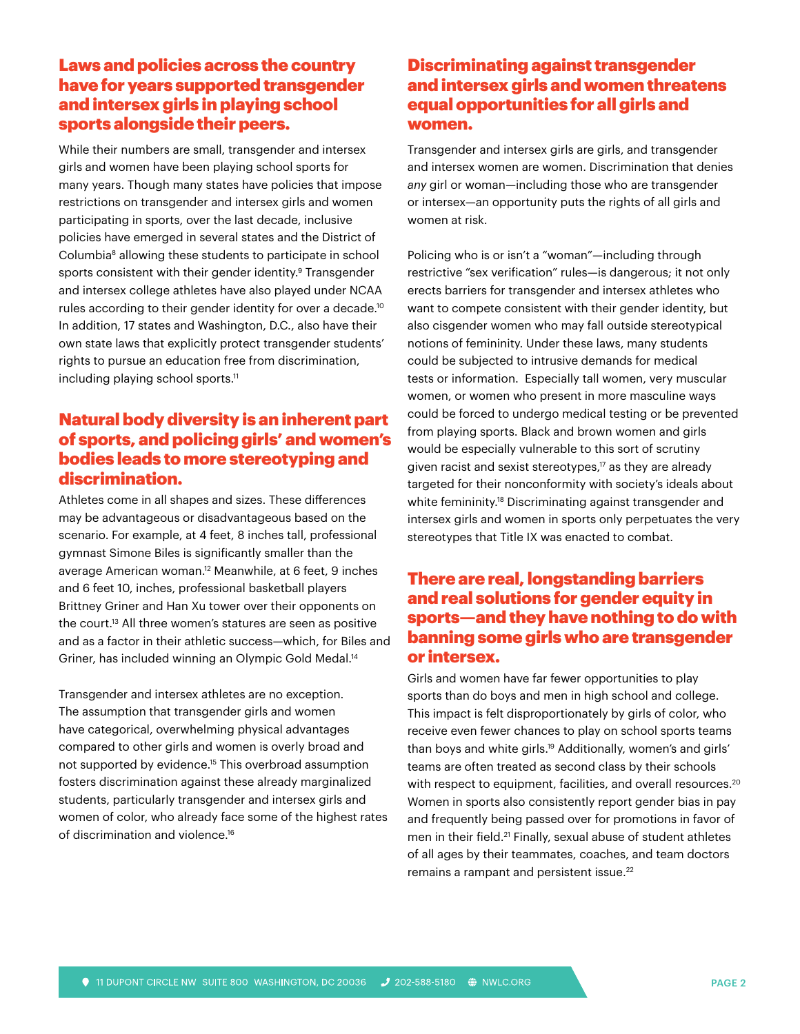## Laws and policies across the country have for years supported transgender and intersex girls in playing school sports alongside their peers.

While their numbers are small, transgender and intersex girls and women have been playing school sports for many years. Though many states have policies that impose restrictions on transgender and intersex girls and women participating in sports, over the last decade, inclusive policies have emerged in several states and the District of Columbia[8] allowing these students to participate in school sports consistent with their gender identity.[9] Transgender and intersex college athletes have also played under NCAA rules according to their gender identity for over a decade.[10] In addition, 17 states and Washington, D.C., also have their own state laws that explicitly protect transgender students' rights to pursue an education free from discrimination, including playing school sports.[11]

## Natural body diversity is an inherent part of sports, and policing girls' and women's bodies leads to more stereotyping and discrimination.

Athletes come in all shapes and sizes. These differences may be advantageous or disadvantageous based on the scenario. For example, at 4 feet, 8 inches tall, professional gymnast Simone Biles is significantly smaller than the average American woman.[12] Meanwhile, at 6 feet, 9 inches and 6 feet 10, inches, professional basketball players Brittney Griner and Han Xu tower over their opponents on the court.[13] All three women's statures are seen as positive and as a factor in their athletic success—which, for Biles and Griner, has included winning an Olympic Gold Medal.[14]

Transgender and intersex athletes are no exception. The assumption that transgender girls and women have categorical, overwhelming physical advantages compared to other girls and women is overly broad and not supported by evidence.[15] This overbroad assumption fosters discrimination against these already marginalized students, particularly transgender and intersex girls and women of color, who already face some of the highest rates of discrimination and violence.[16]

## Discriminating against transgender and intersex girls and women threatens equal opportunities for all girls and women.

Transgender and intersex girls are girls, and transgender and intersex women are women. Discrimination that denies *any* girl or woman—including those who are transgender or intersex—an opportunity puts the rights of all girls and women at risk.

Policing who is or isn't a "woman"—including through restrictive "sex verification" rules—is dangerous; it not only erects barriers for transgender and intersex athletes who want to compete consistent with their gender identity, but also cisgender women who may fall outside stereotypical notions of femininity. Under these laws, many students could be subjected to intrusive demands for medical tests or information. Especially tall women, very muscular women, or women who present in more masculine ways could be forced to undergo medical testing or be prevented from playing sports. Black and brown women and girls would be especially vulnerable to this sort of scrutiny given racist and sexist stereotypes,[17] as they are already targeted for their nonconformity with society's ideals about white femininity.[18] Discriminating against transgender and intersex girls and women in sports only perpetuates the very stereotypes that Title IX was enacted to combat.

## There are real, longstanding barriers and real solutions for gender equity in sports—and they have nothing to do with banning some girls who are transgender or intersex.

Girls and women have far fewer opportunities to play sports than do boys and men in high school and college. This impact is felt disproportionately by girls of color, who receive even fewer chances to play on school sports teams than boys and white girls.[19] Additionally, women's and girls' teams are often treated as second class by their schools with respect to equipment, facilities, and overall resources.[20] Women in sports also consistently report gender bias in pay and frequently being passed over for promotions in favor of men in their field.[21] Finally, sexual abuse of student athletes of all ages by their teammates, coaches, and team doctors remains a rampant and persistent issue.[22]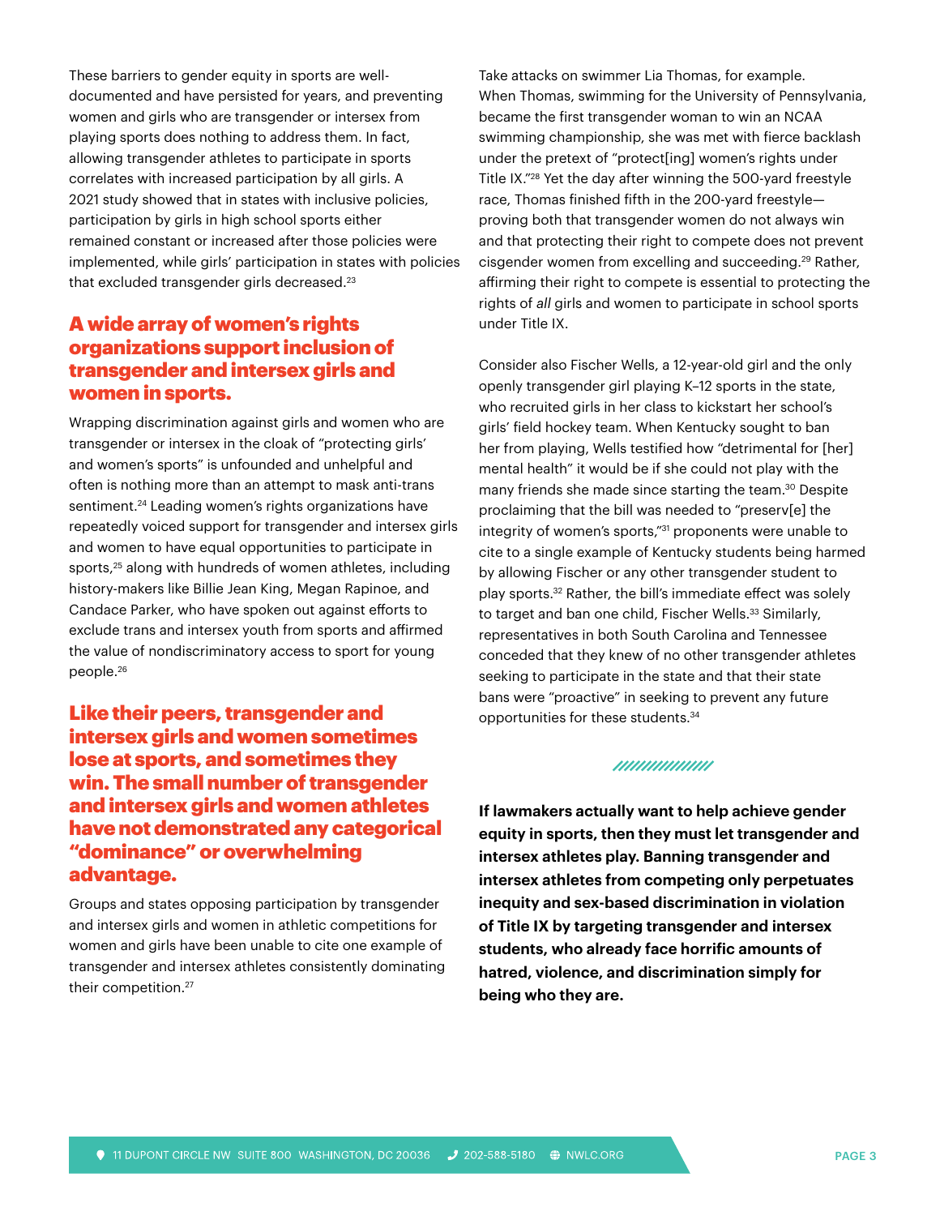These barriers to gender equity in sports are well-documented and have persisted for years, and preventing women and girls who are transgender or intersex from playing sports does nothing to address them. In fact, allowing transgender athletes to participate in sports correlates with increased participation by all girls. A 2021 study showed that in states with inclusive policies, participation by girls in high school sports either remained constant or increased after those policies were implemented, while girls' participation in states with policies that excluded transgender girls decreased.[23]

## A wide array of women's rights organizations support inclusion of transgender and intersex girls and women in sports.

Wrapping discrimination against girls and women who are transgender or intersex in the cloak of "protecting girls' and women's sports" is unfounded and unhelpful and often is nothing more than an attempt to mask anti-trans sentiment.[24] Leading women's rights organizations have repeatedly voiced support for transgender and intersex girls and women to have equal opportunities to participate in sports,[25] along with hundreds of women athletes, including history-makers like Billie Jean King, Megan Rapinoe, and Candace Parker, who have spoken out against efforts to exclude trans and intersex youth from sports and affirmed the value of nondiscriminatory access to sport for young people.[26]

## Like their peers, transgender and intersex girls and women sometimes lose at sports, and sometimes they win. The small number of transgender and intersex girls and women athletes have not demonstrated any categorical "dominance" or overwhelming advantage.

Groups and states opposing participation by transgender and intersex girls and women in athletic competitions for women and girls have been unable to cite one example of transgender and intersex athletes consistently dominating their competition.[27]

Take attacks on swimmer Lia Thomas, for example. When Thomas, swimming for the University of Pennsylvania, became the first transgender woman to win an NCAA swimming championship, she was met with fierce backlash under the pretext of "protect[ing] women's rights under Title IX."[28] Yet the day after winning the 500-yard freestyle race, Thomas finished fifth in the 200-yard freestyle—proving both that transgender women do not always win and that protecting their right to compete does not prevent cisgender women from excelling and succeeding.[29] Rather, affirming their right to compete is essential to protecting the rights of *all* girls and women to participate in school sports under Title IX.

Consider also Fischer Wells, a 12-year-old girl and the only openly transgender girl playing K–12 sports in the state, who recruited girls in her class to kickstart her school's girls' field hockey team. When Kentucky sought to ban her from playing, Wells testified how "detrimental for [her] mental health" it would be if she could not play with the many friends she made since starting the team.[30] Despite proclaiming that the bill was needed to "preserv[e] the integrity of women's sports,"[31] proponents were unable to cite to a single example of Kentucky students being harmed by allowing Fischer or any other transgender student to play sports.[32] Rather, the bill's immediate effect was solely to target and ban one child, Fischer Wells.[33] Similarly, representatives in both South Carolina and Tennessee conceded that they knew of no other transgender athletes seeking to participate in the state and that their state bans were "proactive" in seeking to prevent any future opportunities for these students.[34]

**If lawmakers actually want to help achieve gender equity in sports, then they must let transgender and intersex athletes play. Banning transgender and intersex athletes from competing only perpetuates inequity and sex-based discrimination in violation of Title IX by targeting transgender and intersex students, who already face horrific amounts of hatred, violence, and discrimination simply for being who they are.**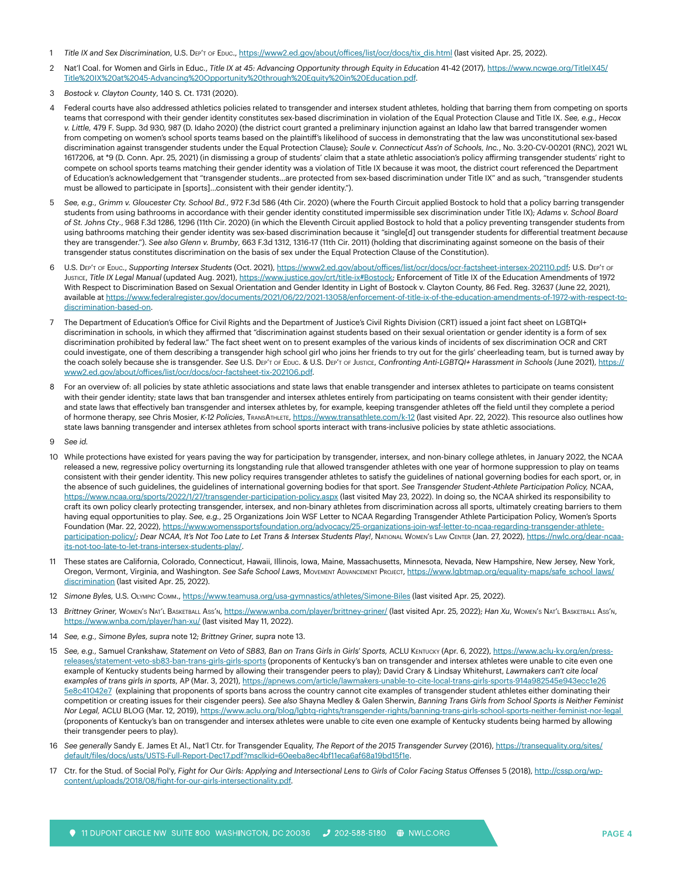1. *Title IX and Sex Discrimination*, U.S. Dep't of Educ., https://www2.ed.gov/about/offices/list/ocr/docs/tix_dis.html (last visited Apr. 25, 2022).

2. Nat'l Coal. for Women and Girls in Educ., *Title IX at 45: Advancing Opportunity through Equity in Education* 41-42 (2017), https://www.ncwge.org/TitleIX45/Title%20IX%20at%2045-Advancing%20Opportunity%20through%20Equity%20in%20Education.pdf.

3. *Bostock v. Clayton County*, 140 S. Ct. 1731 (2020).

4. Federal courts have also addressed athletics policies related to transgender and intersex student athletes, holding that barring them from competing on sports teams that correspond with their gender identity constitutes sex-based discrimination in violation of the Equal Protection Clause and Title IX. *See, e.g., Hecox v. Little*, 479 F. Supp. 3d 930, 987 (D. Idaho 2020) (the district court granted a preliminary injunction against an Idaho law that barred transgender women from competing on women's school sports teams based on the plaintiff's likelihood of success in demonstrating that the law was unconstitutional sex-based discrimination against transgender students under the Equal Protection Clause); *Soule v. Connecticut Ass'n of Schools, Inc.*, No. 3:20-CV-00201 (RNC), 2021 WL 1617206, at *9 (D. Conn. Apr. 25, 2021) (in dismissing a group of students' claim that a state athletic association's policy affirming transgender students' right to compete on school sports teams matching their gender identity was a violation of Title IX because it was moot, the district court referenced the Department of Education's acknowledgement that "transgender students…are protected from sex-based discrimination under Title IX" and as such, "transgender students must be allowed to participate in [sports]…consistent with their gender identity.").

5. *See, e.g., Grimm v. Gloucester Cty. School Bd.*, 972 F.3d 586 (4th Cir. 2020) (where the Fourth Circuit applied Bostock to hold that a policy barring transgender students from using bathrooms in accordance with their gender identity constituted impermissible sex discrimination under Title IX); *Adams v. School Board of St. Johns Cty.*, 968 F.3d 1286, 1296 (11th Cir. 2020) (in which the Eleventh Circuit applied Bostock to hold that a policy preventing transgender students from using bathrooms matching their gender identity was sex-based discrimination because it "single[d] out transgender students for differential treatment *because* they are transgender."). *See also Glenn v. Brumby*, 663 F.3d 1312, 1316-17 (11th Cir. 2011) (holding that discriminating against someone on the basis of their transgender status constitutes discrimination on the basis of sex under the Equal Protection Clause of the Constitution).

6. U.S. Dep't of Educ., *Supporting Intersex Students* (Oct. 2021), https://www2.ed.gov/about/offices/list/ocr/docs/ocr-factsheet-intersex-202110.pdf; U.S. Dep't of Justice, *Title IX Legal Manual* (updated Aug. 2021), https://www.justice.gov/crt/title-ix#Bostock; Enforcement of Title IX of the Education Amendments of 1972 With Respect to Discrimination Based on Sexual Orientation and Gender Identity in Light of Bostock v. Clayton County, 86 Fed. Reg. 32637 (June 22, 2021), available at https://www.federalregister.gov/documents/2021/06/22/2021-13058/enforcement-of-title-ix-of-the-education-amendments-of-1972-with-respect-to-discrimination-based-on.

7. The Department of Education's Office for Civil Rights and the Department of Justice's Civil Rights Division (CRT) issued a joint fact sheet on LGBTQI+ discrimination in schools, in which they affirmed that "discrimination against students based on their sexual orientation or gender identity is a form of sex discrimination prohibited by federal law." The fact sheet went on to present examples of the various kinds of incidents of sex discrimination OCR and CRT could investigate, one of them describing a transgender high school girl who joins her friends to try out for the girls' cheerleading team, but is turned away by the coach solely because she is transgender. *See* U.S. Dep't of Educ. & U.S. Dep't of Justice, *Confronting Anti-LGBTQI+ Harassment in Schools* (June 2021), https://www2.ed.gov/about/offices/list/ocr/docs/ocr-factsheet-tix-202106.pdf.

8. For an overview of: all policies by state athletic associations and state laws that enable transgender and intersex athletes to participate on teams consistent with their gender identity; state laws that ban transgender and intersex athletes entirely from participating on teams consistent with their gender identity; and state laws that effectively ban transgender and intersex athletes by, for example, keeping transgender athletes off the field until they complete a period of hormone therapy, *see* Chris Mosier, *K-12 Policies*, TransAthlete, https://www.transathlete.com/k-12 (last visited Apr. 22, 2022). This resource also outlines how state laws banning transgender and intersex athletes from school sports interact with trans-inclusive policies by state athletic associations.

9. *See id.*

10. While protections have existed for years paving the way for participation by transgender, intersex, and non-binary college athletes, in January 2022, the NCAA released a new, regressive policy overturning its longstanding rule that allowed transgender athletes with one year of hormone suppression to play on teams consistent with their gender identity. This new policy requires transgender athletes to satisfy the guidelines of national governing bodies for each sport, or, in the absence of such guidelines, the guidelines of international governing bodies for that sport. *See Transgender Student-Athlete Participation Policy*, NCAA, https://www.ncaa.org/sports/2022/1/27/transgender-participation-policy.aspx (last visited May 23, 2022). In doing so, the NCAA shirked its responsibility to craft its own policy clearly protecting transgender, intersex, and non-binary athletes from discrimination across all sports, ultimately creating barriers to them having equal opportunities to play. *See, e.g.*, 25 Organizations Join WSF Letter to NCAA Regarding Transgender Athlete Participation Policy, Women's Sports Foundation (Mar. 22, 2022), https://www.womenssportsfoundation.org/advocacy/25-organizations-join-wsf-letter-to-ncaa-regarding-transgender-athlete-participation-policy/; *Dear NCAA, It's Not Too Late to Let Trans & Intersex Students Play!*, National Women's Law Center (Jan. 27, 2022), https://nwlc.org/dear-ncaa-its-not-too-late-to-let-trans-intersex-students-play/.

11. These states are California, Colorado, Connecticut, Hawaii, Illinois, Iowa, Maine, Massachusetts, Minnesota, Nevada, New Hampshire, New Jersey, New York, Oregon, Vermont, Virginia, and Washington. *See Safe School Laws*, Movement Advancement Project, https://www.lgbtmap.org/equality-maps/safe_school_laws/discrimination (last visited Apr. 25, 2022).

12. *Simone Byles*, U.S. Olympic Comm., https://www.teamusa.org/usa-gymnastics/athletes/Simone-Biles (last visited Apr. 25, 2022).

13. *Brittney Griner*, Women's Nat'l Basketball Ass'n, https://www.wnba.com/player/brittney-griner/ (last visited Apr. 25, 2022); *Han Xu*, Women's Nat'l Basketball Ass'n, https://www.wnba.com/player/han-xu/ (last visited May 11, 2022).

14. *See, e.g., Simone Byles, supra* note 12; *Brittney Griner, supra* note 13.

15. *See, e.g.*, Samuel Crankshaw, *Statement on Veto of SB83, Ban on Trans Girls in Girls' Sports*, ACLU Kentucky (Apr. 6, 2022), https://www.aclu-ky.org/en/press-releases/statement-veto-sb83-ban-trans-girls-girls-sports (proponents of Kentucky's ban on transgender and intersex athletes were unable to cite even one example of Kentucky students being harmed by allowing their transgender peers to play); David Crary & Lindsay Whitehurst, *Lawmakers can't cite local examples of trans girls in sports*, AP (Mar. 3, 2021), https://apnews.com/article/lawmakers-unable-to-cite-local-trans-girls-sports-914a982545e943ecc1e265e8c41042e7 (explaining that proponents of sports bans across the country cannot cite examples of transgender student athletes either dominating their competition or creating issues for their cisgender peers). *See also* Shayna Medley & Galen Sherwin, *Banning Trans Girls from School Sports is Neither Feminist Nor Legal*, ACLU BLOG (Mar. 12, 2019), https://www.aclu.org/blog/lgbtq-rights/transgender-rights/banning-trans-girls-school-sports-neither-feminist-nor-legal (proponents of Kentucky's ban on transgender and intersex athletes were unable to cite even one example of Kentucky students being harmed by allowing their transgender peers to play).

16. *See generally* Sandy E. James Et Al., Nat'l Ctr. for Transgender Equality, *The Report of the 2015 Transgender Survey* (2016), https://transequality.org/sites/default/files/docs/usts/USTS-Full-Report-Dec17.pdf?msclkid=60eeba8ec4bf11eca6af68a19bd15f1e.

17. Ctr. for the Stud. of Social Pol'y, *Fight for Our Girls: Applying and Intersectional Lens to Girls of Color Facing Status Offenses* 5 (2018), http://cssp.org/wp-content/uploads/2018/08/fight-for-our-girls-intersectionality.pdf.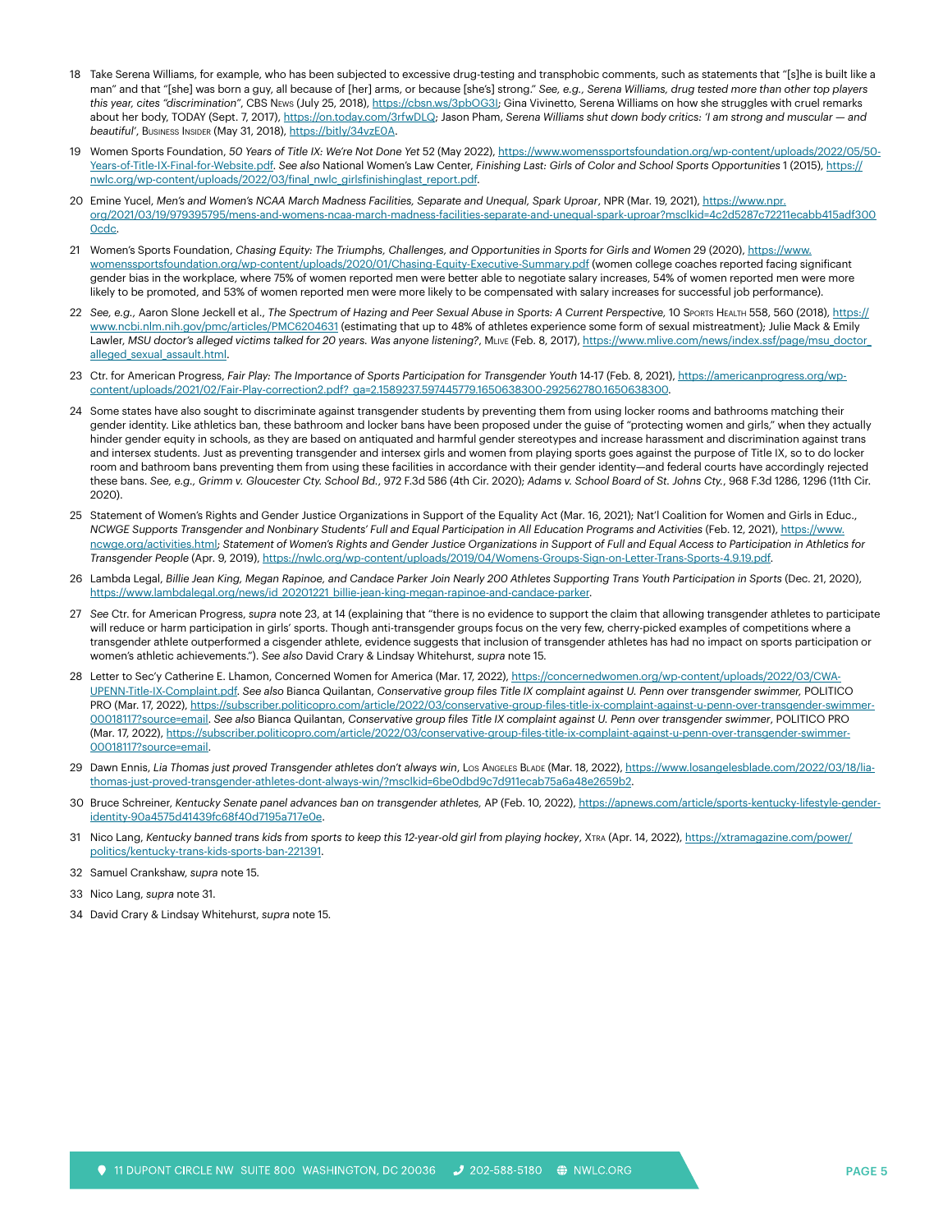18 Take Serena Williams, for example, who has been subjected to excessive drug-testing and transphobic comments, such as statements that "[s]he is built like a man" and that "[she] was born a guy, all because of [her] arms, or because [she's] strong." *See, e.g., Serena Williams, drug tested more than other top players this year, cites "discrimination"*, CBS News (July 25, 2018), https://cbsn.ws/3pbOG3l; Gina Vivinetto, Serena Williams on how she struggles with cruel remarks about her body, TODAY (Sept. 7, 2017), https://on.today.com/3rfwDLQ; Jason Pham, *Serena Williams shut down body critics: 'I am strong and muscular — and beautiful'*, Business Insider (May 31, 2018), https://bitly/34vzE0A.

19 Women Sports Foundation, *50 Years of Title IX: We're Not Done Yet* 52 (May 2022), https://www.womenssportsfoundation.org/wp-content/uploads/2022/05/50-Years-of-Title-IX-Final-for-Website.pdf. *See also* National Women's Law Center, *Finishing Last: Girls of Color and School Sports Opportunities* 1 (2015), https://nwlc.org/wp-content/uploads/2022/03/final_nwlc_girlsfinishinglast_report.pdf.

20 Emine Yucel, *Men's and Women's NCAA March Madness Facilities, Separate and Unequal, Spark Uproar*, NPR (Mar. 19, 2021), https://www.npr.org/2021/03/19/979395795/mens-and-womens-ncaa-march-madness-facilities-separate-and-unequal-spark-uproar?msclkid=4c2d5287c72211ecabb415adf3000cdc.

21 Women's Sports Foundation, *Chasing Equity: The Triumphs, Challenges, and Opportunities in Sports for Girls and Women* 29 (2020), https://www.womenssportsfoundation.org/wp-content/uploads/2020/01/Chasing-Equity-Executive-Summary.pdf (women college coaches reported facing significant gender bias in the workplace, where 75% of women reported men were better able to negotiate salary increases, 54% of women reported men were more likely to be promoted, and 53% of women reported men were more likely to be compensated with salary increases for successful job performance).

22 *See, e.g.,* Aaron Slone Jeckell et al., *The Spectrum of Hazing and Peer Sexual Abuse in Sports: A Current Perspective*, 10 Sports Health 558, 560 (2018), https://www.ncbi.nlm.nih.gov/pmc/articles/PMC6204631 (estimating that up to 48% of athletes experience some form of sexual mistreatment); Julie Mack & Emily Lawler, *MSU doctor's alleged victims talked for 20 years. Was anyone listening?*, Mlive (Feb. 8, 2017), https://www.mlive.com/news/index.ssf/page/msu_doctor_alleged_sexual_assault.html.

23 Ctr. for American Progress, *Fair Play: The Importance of Sports Participation for Transgender Youth* 14-17 (Feb. 8, 2021), https://americanprogress.org/wp-content/uploads/2021/02/Fair-Play-correction2.pdf?_ga=2.1589237.597445779.1650638300-292562780.1650638300.

24 Some states have also sought to discriminate against transgender students by preventing them from using locker rooms and bathrooms matching their gender identity. Like athletics ban, these bathroom and locker bans have been proposed under the guise of "protecting women and girls," when they actually hinder gender equity in schools, as they are based on antiquated and harmful gender stereotypes and increase harassment and discrimination against trans and intersex students. Just as preventing transgender and intersex girls and women from playing sports goes against the purpose of Title IX, so to do locker room and bathroom bans preventing them from using these facilities in accordance with their gender identity—and federal courts have accordingly rejected these bans. *See, e.g., Grimm v. Gloucester Cty. School Bd.*, 972 F.3d 586 (4th Cir. 2020); *Adams v. School Board of St. Johns Cty.*, 968 F.3d 1286, 1296 (11th Cir. 2020).

25 Statement of Women's Rights and Gender Justice Organizations in Support of the Equality Act (Mar. 16, 2021); Nat'l Coalition for Women and Girls in Educ., *NCWGE Supports Transgender and Nonbinary Students' Full and Equal Participation in All Education Programs and Activities* (Feb. 12, 2021), https://www.ncwge.org/activities.html; *Statement of Women's Rights and Gender Justice Organizations in Support of Full and Equal Access to Participation in Athletics for Transgender People* (Apr. 9, 2019), https://nwlc.org/wp-content/uploads/2019/04/Womens-Groups-Sign-on-Letter-Trans-Sports-4.9.19.pdf.

26 Lambda Legal, *Billie Jean King, Megan Rapinoe, and Candace Parker Join Nearly 200 Athletes Supporting Trans Youth Participation in Sports* (Dec. 21, 2020), https://www.lambdalegal.org/news/id_20201221_billie-jean-king-megan-rapinoe-and-candace-parker.

27 *See* Ctr. for American Progress, *supra* note 23, at 14 (explaining that "there is no evidence to support the claim that allowing transgender athletes to participate will reduce or harm participation in girls' sports. Though anti-transgender groups focus on the very few, cherry-picked examples of competitions where a transgender athlete outperformed a cisgender athlete, evidence suggests that inclusion of transgender athletes has had no impact on sports participation or women's athletic achievements."). *See also* David Crary & Lindsay Whitehurst, *supra* note 15.

28 Letter to Sec'y Catherine E. Lhamon, Concerned Women for America (Mar. 17, 2022), https://concernedwomen.org/wp-content/uploads/2022/03/CWA-UPENN-Title-IX-Complaint.pdf. *See also* Bianca Quilantan, *Conservative group files Title IX complaint against U. Penn over transgender swimmer,* POLITICO PRO (Mar. 17, 2022), https://subscriber.politicopro.com/article/2022/03/conservative-group-files-title-ix-complaint-against-u-penn-over-transgender-swimmer-00018117?source=email. *See also* Bianca Quilantan, *Conservative group files Title IX complaint against U. Penn over transgender swimmer*, POLITICO PRO (Mar. 17, 2022), https://subscriber.politicopro.com/article/2022/03/conservative-group-files-title-ix-complaint-against-u-penn-over-transgender-swimmer-00018117?source=email.

29 Dawn Ennis, *Lia Thomas just proved Transgender athletes don't always win*, Los Angeles Blade (Mar. 18, 2022), https://www.losangelesblade.com/2022/03/18/lia-thomas-just-proved-transgender-athletes-dont-always-win/?msclkid=6be0dbd9c7d911ecab75a6a48e2659b2.

30 Bruce Schreiner, *Kentucky Senate panel advances ban on transgender athletes,* AP (Feb. 10, 2022), https://apnews.com/article/sports-kentucky-lifestyle-gender-identity-90a4575d41439fc68f40d7195a717e0e.

31 Nico Lang, *Kentucky banned trans kids from sports to keep this 12-year-old girl from playing hockey*, Xtra (Apr. 14, 2022), https://xtramagazine.com/power/politics/kentucky-trans-kids-sports-ban-221391.

32 Samuel Crankshaw, *supra* note 15.

33 Nico Lang, *supra* note 31.

34 David Crary & Lindsay Whitehurst, *supra* note 15.